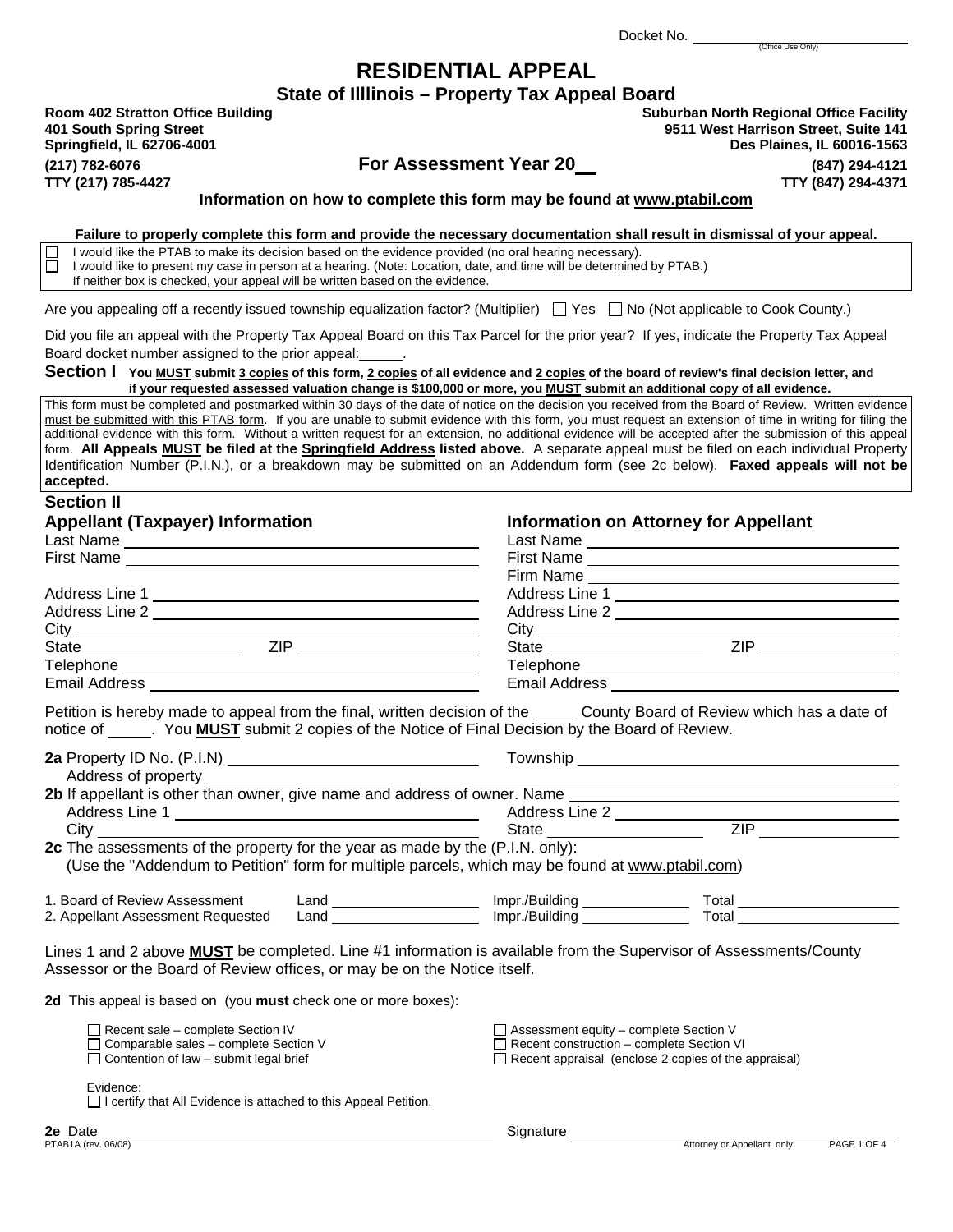Docket No. \_\_\_\_\_\_\_\_\_\_\_\_\_\_\_\_\_\_\_\_
(Office Use Only)

# RESIDENTIAL APPEAL

## State of Illlinois – Property Tax Appeal Board

**Room 402 Stratton Office Building**
**401 South Spring Street**
**Springfield, IL 62706-4001**
**(217) 782-6076**
**TTY (217) 785-4427**

**Suburban North Regional Office Facility**
**9511 West Harrison Street, Suite 141**
**Des Plaines, IL 60016-1563**
**(847) 294-4121**
**TTY (847) 294-4371**

**For Assessment Year 20\_\_**

**Information on how to complete this form may be found at www.ptabil.com**

**Failure to properly complete this form and provide the necessary documentation shall result in dismissal of your appeal.**

☐ I would like the PTAB to make its decision based on the evidence provided (no oral hearing necessary).
☐ I would like to present my case in person at a hearing. (Note: Location, date, and time will be determined by PTAB.)
If neither box is checked, your appeal will be written based on the evidence.

Are you appealing off a recently issued township equalization factor? (Multiplier) ☐ Yes ☐ No (Not applicable to Cook County.)

Did you file an appeal with the Property Tax Appeal Board on this Tax Parcel for the prior year? If yes, indicate the Property Tax Appeal Board docket number assigned to the prior appeal:\_\_\_\_\_.

**Section I** **You MUST submit 3 copies of this form, 2 copies of all evidence and 2 copies of the board of review's final decision letter, and if your requested assessed valuation change is $100,000 or more, you MUST submit an additional copy of all evidence.**

This form must be completed and postmarked within 30 days of the date of notice on the decision you received from the Board of Review. Written evidence must be submitted with this PTAB form. If you are unable to submit evidence with this form, you must request an extension of time in writing for filing the additional evidence with this form. Without a written request for an extension, no additional evidence will be accepted after the submission of this appeal form. **All Appeals MUST be filed at the Springfield Address listed above.** A separate appeal must be filed on each individual Property Identification Number (P.I.N.), or a breakdown may be submitted on an Addendum form (see 2c below). **Faxed appeals will not be accepted.**

**Section II**

### Appellant (Taxpayer) Information

Last Name \_\_\_\_\_\_\_\_\_\_\_\_\_\_\_\_\_\_\_\_
First Name \_\_\_\_\_\_\_\_\_\_\_\_\_\_\_\_\_\_\_\_
Address Line 1 \_\_\_\_\_\_\_\_\_\_\_\_\_\_\_\_\_\_\_\_
Address Line 2 \_\_\_\_\_\_\_\_\_\_\_\_\_\_\_\_\_\_\_\_
City \_\_\_\_\_\_\_\_\_\_\_\_\_\_\_\_\_\_\_\_
State \_\_\_\_\_\_\_\_\_\_ ZIP \_\_\_\_\_\_\_\_\_\_
Telephone \_\_\_\_\_\_\_\_\_\_\_\_\_\_\_\_\_\_\_\_
Email Address \_\_\_\_\_\_\_\_\_\_\_\_\_\_\_\_\_\_\_\_

### Information on Attorney for Appellant

Last Name \_\_\_\_\_\_\_\_\_\_\_\_\_\_\_\_\_\_\_\_
First Name \_\_\_\_\_\_\_\_\_\_\_\_\_\_\_\_\_\_\_\_
Firm Name \_\_\_\_\_\_\_\_\_\_\_\_\_\_\_\_\_\_\_\_
Address Line 1 \_\_\_\_\_\_\_\_\_\_\_\_\_\_\_\_\_\_\_\_
Address Line 2 \_\_\_\_\_\_\_\_\_\_\_\_\_\_\_\_\_\_\_\_
City \_\_\_\_\_\_\_\_\_\_\_\_\_\_\_\_\_\_\_\_
State \_\_\_\_\_\_\_\_\_\_ ZIP \_\_\_\_\_\_\_\_\_\_
Telephone \_\_\_\_\_\_\_\_\_\_\_\_\_\_\_\_\_\_\_\_
Email Address \_\_\_\_\_\_\_\_\_\_\_\_\_\_\_\_\_\_\_\_

Petition is hereby made to appeal from the final, written decision of the \_\_\_\_\_ County Board of Review which has a date of notice of \_\_\_\_\_. You **MUST** submit 2 copies of the Notice of Final Decision by the Board of Review.

**2a** Property ID No. (P.I.N) \_\_\_\_\_\_\_\_\_\_\_\_\_\_\_\_\_\_\_\_ Township \_\_\_\_\_\_\_\_\_\_\_\_\_\_\_\_\_\_\_\_
Address of property \_\_\_\_\_\_\_\_\_\_\_\_\_\_\_\_\_\_\_\_

**2b** If appellant is other than owner, give name and address of owner. Name \_\_\_\_\_\_\_\_\_\_\_\_\_\_\_\_\_\_\_\_
Address Line 1 \_\_\_\_\_\_\_\_\_\_\_\_\_\_\_\_\_\_\_\_ Address Line 2 \_\_\_\_\_\_\_\_\_\_\_\_\_\_\_\_\_\_\_\_
City \_\_\_\_\_\_\_\_\_\_\_\_\_\_\_\_\_\_\_\_ State \_\_\_\_\_\_\_\_\_\_ ZIP \_\_\_\_\_\_\_\_\_\_

**2c** The assessments of the property for the year as made by the (P.I.N. only):
(Use the "Addendum to Petition" form for multiple parcels, which may be found at www.ptabil.com)

| | Land | Impr./Building | Total |
|---|---|---|---|
| 1. Board of Review Assessment | | | |
| 2. Appellant Assessment Requested | | | |

Lines 1 and 2 above **MUST** be completed. Line #1 information is available from the Supervisor of Assessments/County Assessor or the Board of Review offices, or may be on the Notice itself.

**2d** This appeal is based on (you **must** check one or more boxes):

☐ Recent sale – complete Section IV
☐ Comparable sales – complete Section V
☐ Contention of law – submit legal brief
☐ Assessment equity – complete Section V
☐ Recent construction – complete Section VI
☐ Recent appraisal (enclose 2 copies of the appraisal)

Evidence:
☐ I certify that All Evidence is attached to this Appeal Petition.

**2e** Date \_\_\_\_\_\_\_\_\_\_\_\_\_\_\_\_\_\_\_\_ Signature \_\_\_\_\_\_\_\_\_\_\_\_\_\_\_\_\_\_\_\_
Attorney or Appellant only

PTAB1A (rev. 06/08)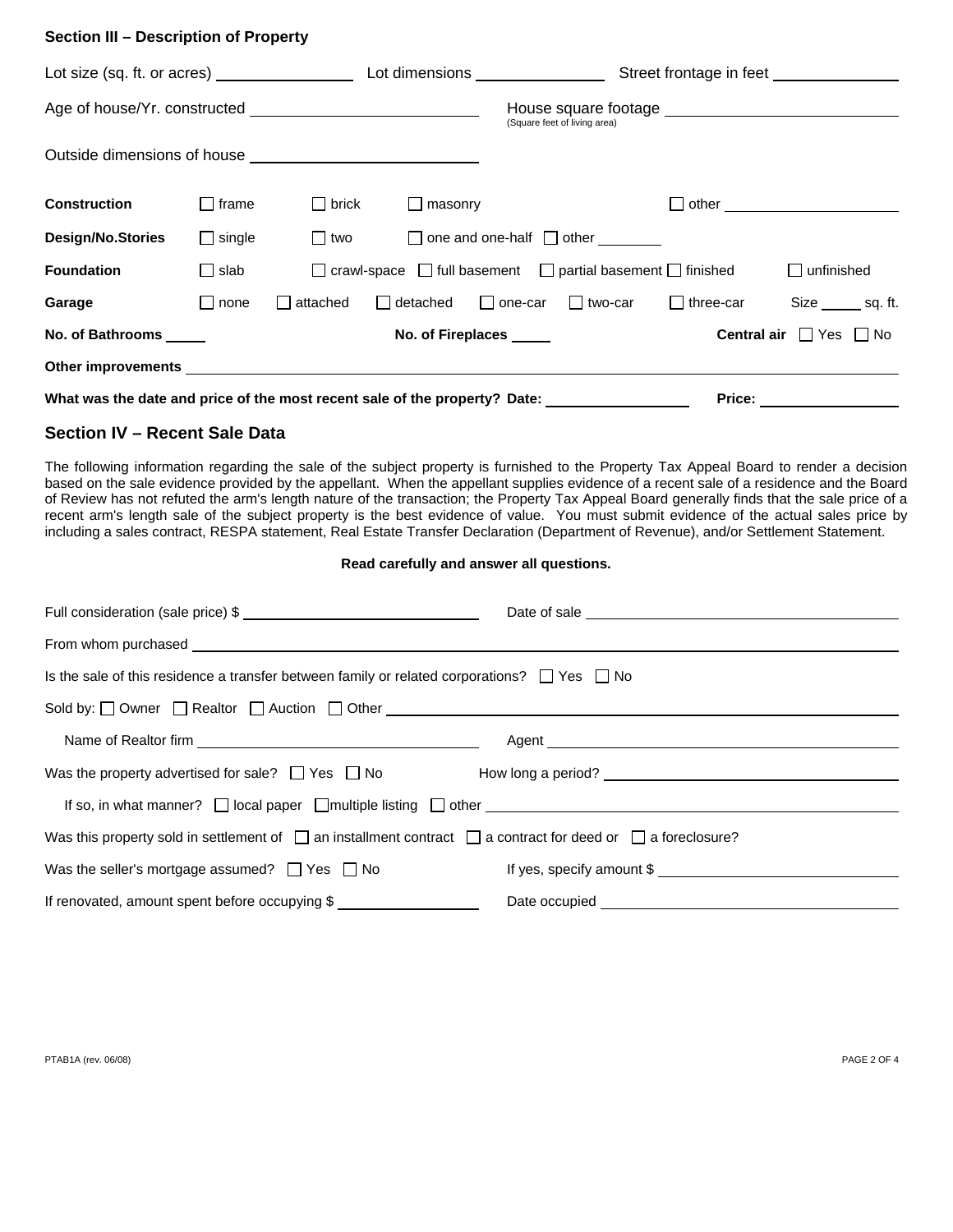## Section III – Description of Property

Lot size (sq. ft. or acres) ________________ Lot dimensions ________________ Street frontage in feet ________________

Age of house/Yr. constructed ____________________________ House square footage ____________________________
(Square feet of living area)

Outside dimensions of house ____________________________

**Construction** ☐ frame ☐ brick ☐ masonry ☐ other ____________________

**Design/No.Stories** ☐ single ☐ two ☐ one and one-half ☐ other ________

**Foundation** ☐ slab ☐ crawl-space ☐ full basement ☐ partial basement ☐ finished ☐ unfinished

**Garage** ☐ none ☐ attached ☐ detached ☐ one-car ☐ two-car ☐ three-car Size _____ sq. ft.

**No. of Bathrooms** _____ **No. of Fireplaces** _____ **Central air** ☐ Yes ☐ No

**Other improvements** ____________________________________________________________

**What was the date and price of the most recent sale of the property? Date:** ________________ **Price:** ________________

## Section IV – Recent Sale Data

The following information regarding the sale of the subject property is furnished to the Property Tax Appeal Board to render a decision based on the sale evidence provided by the appellant. When the appellant supplies evidence of a recent sale of a residence and the Board of Review has not refuted the arm's length nature of the transaction; the Property Tax Appeal Board generally finds that the sale price of a recent arm's length sale of the subject property is the best evidence of value. You must submit evidence of the actual sales price by including a sales contract, RESPA statement, Real Estate Transfer Declaration (Department of Revenue), and/or Settlement Statement.

**Read carefully and answer all questions.**

Full consideration (sale price) $ ____________________________ Date of sale ____________________________

From whom purchased ____________________________________________________________

Is the sale of this residence a transfer between family or related corporations? ☐ Yes ☐ No

Sold by: ☐ Owner ☐ Realtor ☐ Auction ☐ Other ____________________________

Name of Realtor firm ____________________________ Agent ____________________________

Was the property advertised for sale? ☐ Yes ☐ No How long a period? ____________________________

If so, in what manner? ☐ local paper ☐ multiple listing ☐ other ____________________________

Was this property sold in settlement of ☐ an installment contract ☐ a contract for deed or ☐ a foreclosure?

Was the seller's mortgage assumed? ☐ Yes ☐ No If yes, specify amount $ ____________________________

If renovated, amount spent before occupying $ ________________ Date occupied ____________________________

PTAB1A (rev. 06/08)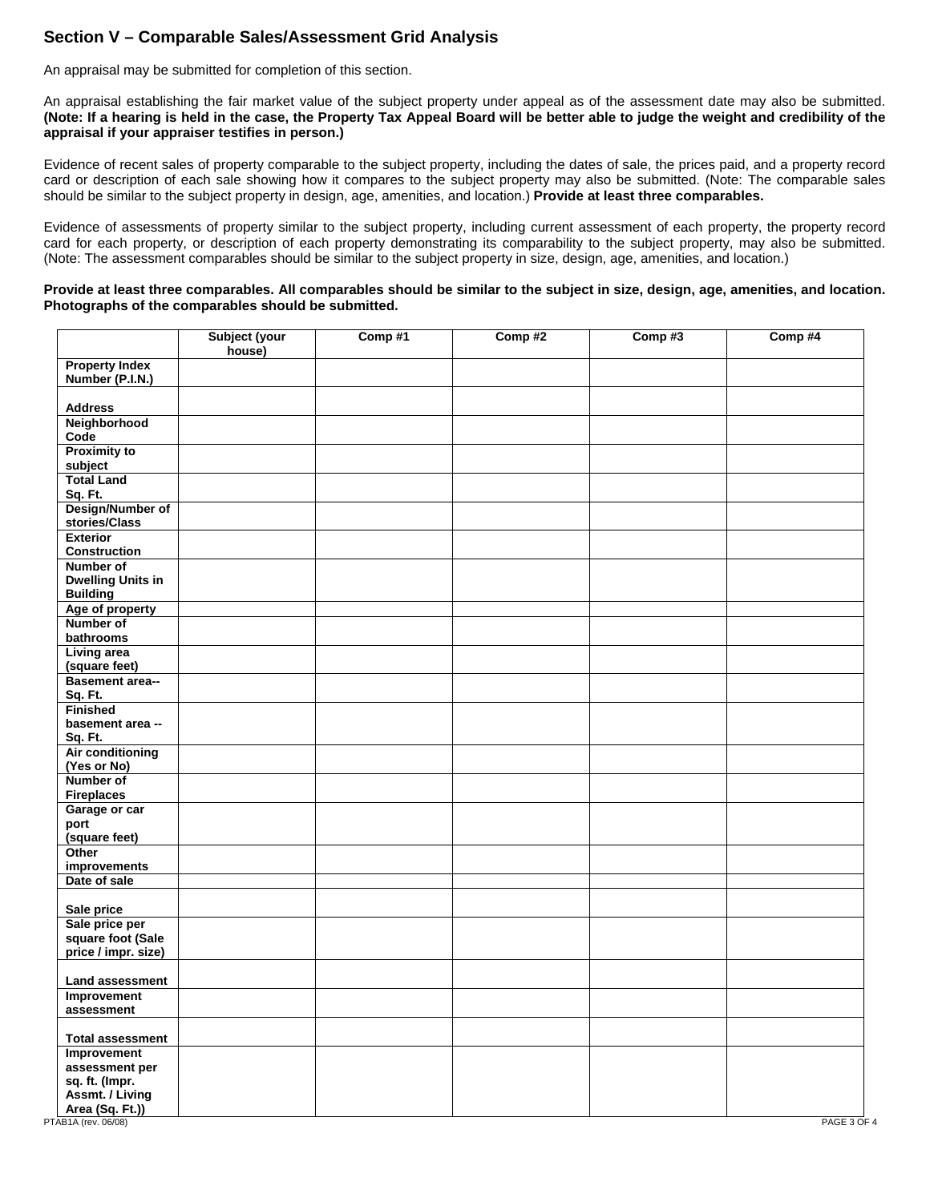## Section V – Comparable Sales/Assessment Grid Analysis

An appraisal may be submitted for completion of this section.

An appraisal establishing the fair market value of the subject property under appeal as of the assessment date may also be submitted. **(Note: If a hearing is held in the case, the Property Tax Appeal Board will be better able to judge the weight and credibility of the appraisal if your appraiser testifies in person.)**

Evidence of recent sales of property comparable to the subject property, including the dates of sale, the prices paid, and a property record card or description of each sale showing how it compares to the subject property may also be submitted. (Note: The comparable sales should be similar to the subject property in design, age, amenities, and location.) **Provide at least three comparables.**

Evidence of assessments of property similar to the subject property, including current assessment of each property, the property record card for each property, or description of each property demonstrating its comparability to the subject property, may also be submitted. (Note: The assessment comparables should be similar to the subject property in size, design, age, amenities, and location.)

**Provide at least three comparables. All comparables should be similar to the subject in size, design, age, amenities, and location. Photographs of the comparables should be submitted.**

| | Subject (your house) | Comp #1 | Comp #2 | Comp #3 | Comp #4 |
|---|---|---|---|---|---|
| **Property Index Number (P.I.N.)** | | | | | |
| **Address** | | | | | |
| **Neighborhood Code** | | | | | |
| **Proximity to subject** | | | | | |
| **Total Land Sq. Ft.** | | | | | |
| **Design/Number of stories/Class** | | | | | |
| **Exterior Construction** | | | | | |
| **Number of Dwelling Units in Building** | | | | | |
| **Age of property** | | | | | |
| **Number of bathrooms** | | | | | |
| **Living area (square feet)** | | | | | |
| **Basement area-- Sq. Ft.** | | | | | |
| **Finished basement area -- Sq. Ft.** | | | | | |
| **Air conditioning (Yes or No)** | | | | | |
| **Number of Fireplaces** | | | | | |
| **Garage or car port (square feet)** | | | | | |
| **Other improvements** | | | | | |
| **Date of sale** | | | | | |
| **Sale price** | | | | | |
| **Sale price per square foot (Sale price / impr. size)** | | | | | |
| **Land assessment** | | | | | |
| **Improvement assessment** | | | | | |
| **Total assessment** | | | | | |
| **Improvement assessment per sq. ft. (Impr. Assmt. / Living Area (Sq. Ft.))** | | | | | |

PTAB1A (rev. 06/08)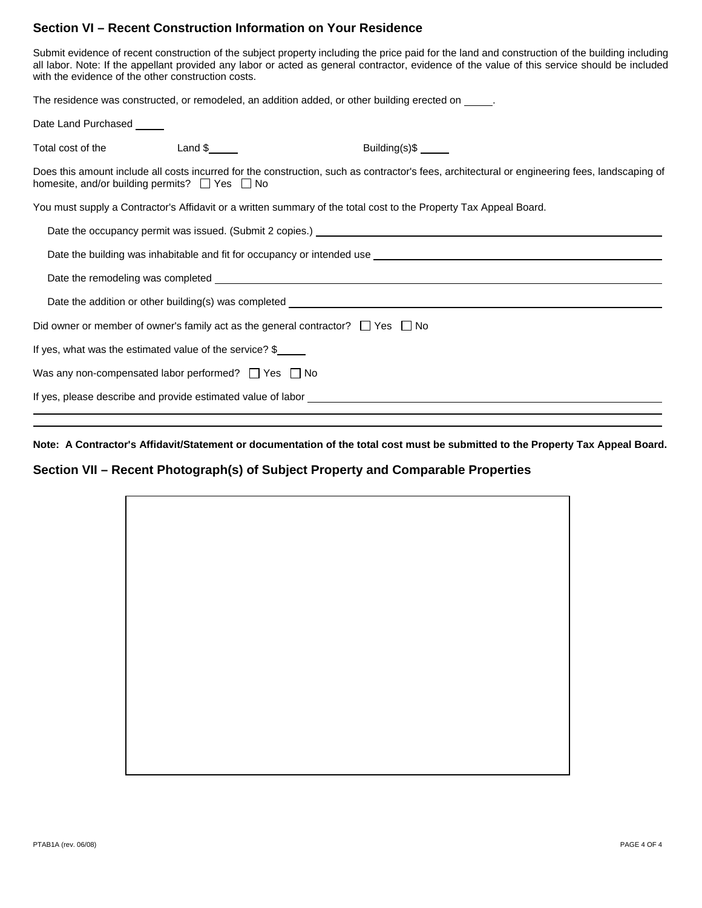## Section VI – Recent Construction Information on Your Residence

Submit evidence of recent construction of the subject property including the price paid for the land and construction of the building including all labor. Note: If the appellant provided any labor or acted as general contractor, evidence of the value of this service should be included with the evidence of the other construction costs.

The residence was constructed, or remodeled, an addition added, or other building erected on _____.

Date Land Purchased _____

Total cost of the Land $_____ Building(s)$ _____

Does this amount include all costs incurred for the construction, such as contractor's fees, architectural or engineering fees, landscaping of homesite, and/or building permits? ☐ Yes ☐ No

You must supply a Contractor's Affidavit or a written summary of the total cost to the Property Tax Appeal Board.

Date the occupancy permit was issued. (Submit 2 copies.) _____

Date the building was inhabitable and fit for occupancy or intended use _____

Date the remodeling was completed _____

Date the addition or other building(s) was completed _____

Did owner or member of owner's family act as the general contractor? ☐ Yes ☐ No

If yes, what was the estimated value of the service? $_____

Was any non-compensated labor performed? ☐ Yes ☐ No

If yes, please describe and provide estimated value of labor _____

**Note: A Contractor's Affidavit/Statement or documentation of the total cost must be submitted to the Property Tax Appeal Board.**

## Section VII – Recent Photograph(s) of Subject Property and Comparable Properties

PTAB1A (rev. 06/08)